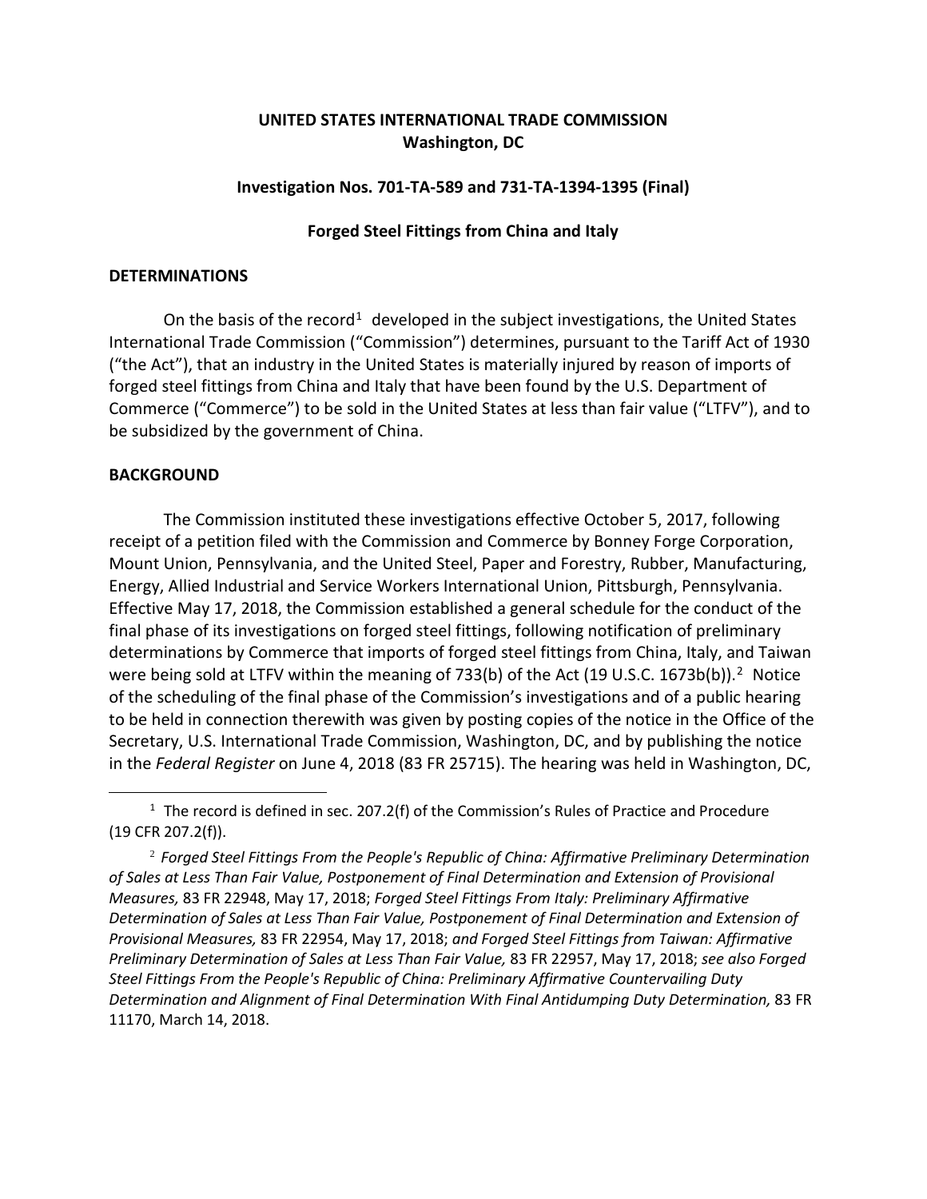**UNITED STATES INTERNATIONAL TRADE COMMISSION**
**Washington, DC**

**Investigation Nos. 701-TA-589 and 731-TA-1394-1395 (Final)**

**Forged Steel Fittings from China and Italy**

## DETERMINATIONS

On the basis of the record[1] developed in the subject investigations, the United States International Trade Commission ("Commission") determines, pursuant to the Tariff Act of 1930 ("the Act"), that an industry in the United States is materially injured by reason of imports of forged steel fittings from China and Italy that have been found by the U.S. Department of Commerce ("Commerce") to be sold in the United States at less than fair value ("LTFV"), and to be subsidized by the government of China.

## BACKGROUND

The Commission instituted these investigations effective October 5, 2017, following receipt of a petition filed with the Commission and Commerce by Bonney Forge Corporation, Mount Union, Pennsylvania, and the United Steel, Paper and Forestry, Rubber, Manufacturing, Energy, Allied Industrial and Service Workers International Union, Pittsburgh, Pennsylvania. Effective May 17, 2018, the Commission established a general schedule for the conduct of the final phase of its investigations on forged steel fittings, following notification of preliminary determinations by Commerce that imports of forged steel fittings from China, Italy, and Taiwan were being sold at LTFV within the meaning of 733(b) of the Act (19 U.S.C. 1673b(b)).[2] Notice of the scheduling of the final phase of the Commission's investigations and of a public hearing to be held in connection therewith was given by posting copies of the notice in the Office of the Secretary, U.S. International Trade Commission, Washington, DC, and by publishing the notice in the *Federal Register* on June 4, 2018 (83 FR 25715). The hearing was held in Washington, DC,

---

[1] The record is defined in sec. 207.2(f) of the Commission's Rules of Practice and Procedure (19 CFR 207.2(f)).

[2] *Forged Steel Fittings From the People's Republic of China: Affirmative Preliminary Determination of Sales at Less Than Fair Value, Postponement of Final Determination and Extension of Provisional Measures,* 83 FR 22948, May 17, 2018; *Forged Steel Fittings From Italy: Preliminary Affirmative Determination of Sales at Less Than Fair Value, Postponement of Final Determination and Extension of Provisional Measures,* 83 FR 22954, May 17, 2018; *and Forged Steel Fittings from Taiwan: Affirmative Preliminary Determination of Sales at Less Than Fair Value,* 83 FR 22957, May 17, 2018; *see also Forged Steel Fittings From the People's Republic of China: Preliminary Affirmative Countervailing Duty Determination and Alignment of Final Determination With Final Antidumping Duty Determination,* 83 FR 11170, March 14, 2018.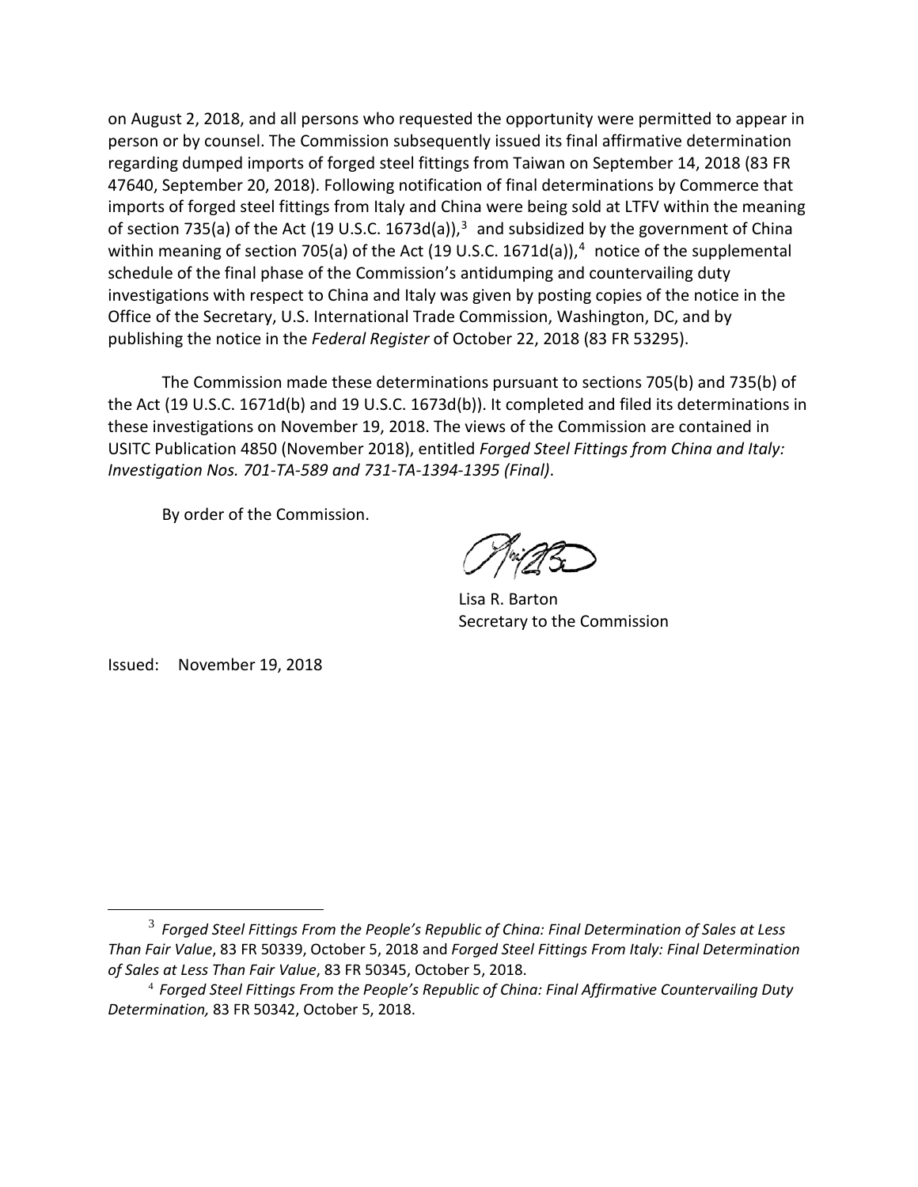on August 2, 2018, and all persons who requested the opportunity were permitted to appear in person or by counsel. The Commission subsequently issued its final affirmative determination regarding dumped imports of forged steel fittings from Taiwan on September 14, 2018 (83 FR 47640, September 20, 2018). Following notification of final determinations by Commerce that imports of forged steel fittings from Italy and China were being sold at LTFV within the meaning of section 735(a) of the Act (19 U.S.C. 1673d(a)),[3] and subsidized by the government of China within meaning of section 705(a) of the Act (19 U.S.C. 1671d(a)),[4] notice of the supplemental schedule of the final phase of the Commission's antidumping and countervailing duty investigations with respect to China and Italy was given by posting copies of the notice in the Office of the Secretary, U.S. International Trade Commission, Washington, DC, and by publishing the notice in the *Federal Register* of October 22, 2018 (83 FR 53295).

The Commission made these determinations pursuant to sections 705(b) and 735(b) of the Act (19 U.S.C. 1671d(b) and 19 U.S.C. 1673d(b)). It completed and filed its determinations in these investigations on November 19, 2018. The views of the Commission are contained in USITC Publication 4850 (November 2018), entitled *Forged Steel Fittings from China and Italy: Investigation Nos. 701-TA-589 and 731-TA-1394-1395 (Final)*.

By order of the Commission.

Lisa R. Barton
Secretary to the Commission

Issued: November 19, 2018

---

[3] *Forged Steel Fittings From the People's Republic of China: Final Determination of Sales at Less Than Fair Value*, 83 FR 50339, October 5, 2018 and *Forged Steel Fittings From Italy: Final Determination of Sales at Less Than Fair Value*, 83 FR 50345, October 5, 2018.

[4] *Forged Steel Fittings From the People's Republic of China: Final Affirmative Countervailing Duty Determination,* 83 FR 50342, October 5, 2018.